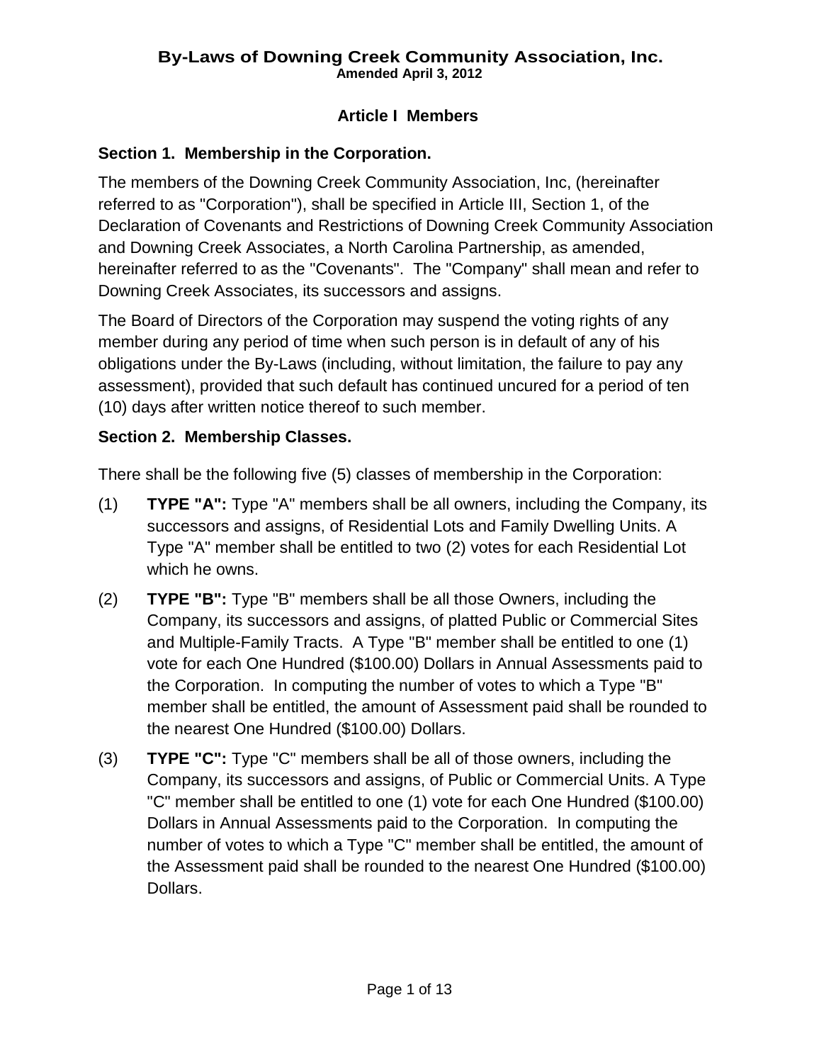# By-Laws of Downing Creek Community Association, Inc.

**Amended April 3, 2012**

## Article I Members

### Section 1. Membership in the Corporation.

The members of the Downing Creek Community Association, Inc, (hereinafter referred to as "Corporation"), shall be specified in Article III, Section 1, of the Declaration of Covenants and Restrictions of Downing Creek Community Association and Downing Creek Associates, a North Carolina Partnership, as amended, hereinafter referred to as the "Covenants". The "Company" shall mean and refer to Downing Creek Associates, its successors and assigns.

The Board of Directors of the Corporation may suspend the voting rights of any member during any period of time when such person is in default of any of his obligations under the By-Laws (including, without limitation, the failure to pay any assessment), provided that such default has continued uncured for a period of ten (10) days after written notice thereof to such member.

### Section 2. Membership Classes.

There shall be the following five (5) classes of membership in the Corporation:

(1) **TYPE "A":** Type "A" members shall be all owners, including the Company, its successors and assigns, of Residential Lots and Family Dwelling Units. A Type "A" member shall be entitled to two (2) votes for each Residential Lot which he owns.

(2) **TYPE "B":** Type "B" members shall be all those Owners, including the Company, its successors and assigns, of platted Public or Commercial Sites and Multiple-Family Tracts. A Type "B" member shall be entitled to one (1) vote for each One Hundred ($100.00) Dollars in Annual Assessments paid to the Corporation. In computing the number of votes to which a Type "B" member shall be entitled, the amount of Assessment paid shall be rounded to the nearest One Hundred ($100.00) Dollars.

(3) **TYPE "C":** Type "C" members shall be all of those owners, including the Company, its successors and assigns, of Public or Commercial Units. A Type "C" member shall be entitled to one (1) vote for each One Hundred ($100.00) Dollars in Annual Assessments paid to the Corporation. In computing the number of votes to which a Type "C" member shall be entitled, the amount of the Assessment paid shall be rounded to the nearest One Hundred ($100.00) Dollars.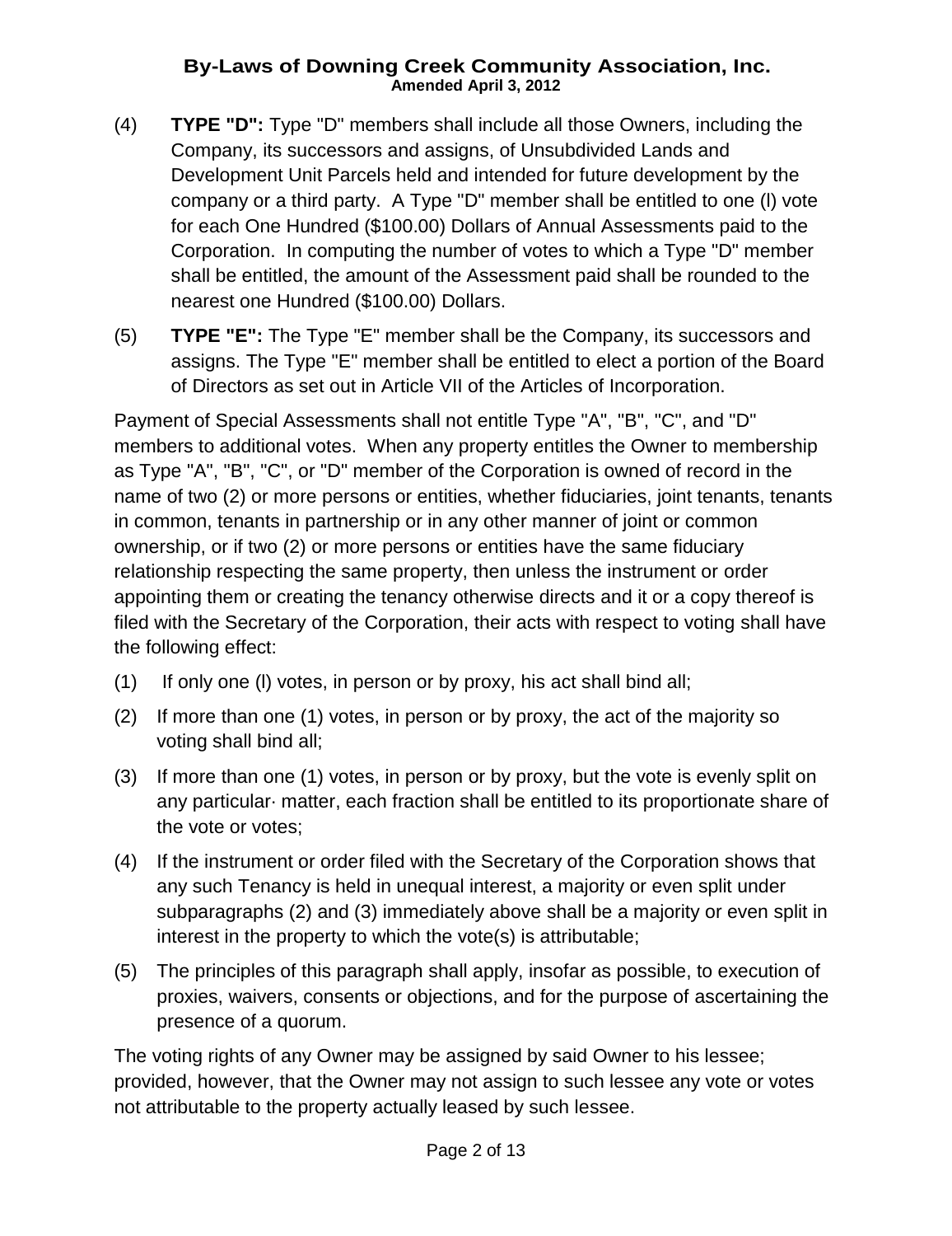(4) **TYPE "D":** Type "D" members shall include all those Owners, including the Company, its successors and assigns, of Unsubdivided Lands and Development Unit Parcels held and intended for future development by the company or a third party. A Type "D" member shall be entitled to one (l) vote for each One Hundred ($100.00) Dollars of Annual Assessments paid to the Corporation. In computing the number of votes to which a Type "D" member shall be entitled, the amount of the Assessment paid shall be rounded to the nearest one Hundred ($100.00) Dollars.

(5) **TYPE "E":** The Type "E" member shall be the Company, its successors and assigns. The Type "E" member shall be entitled to elect a portion of the Board of Directors as set out in Article VII of the Articles of Incorporation.

Payment of Special Assessments shall not entitle Type "A", "B", "C", and "D" members to additional votes. When any property entitles the Owner to membership as Type "A", "B", "C", or "D" member of the Corporation is owned of record in the name of two (2) or more persons or entities, whether fiduciaries, joint tenants, tenants in common, tenants in partnership or in any other manner of joint or common ownership, or if two (2) or more persons or entities have the same fiduciary relationship respecting the same property, then unless the instrument or order appointing them or creating the tenancy otherwise directs and it or a copy thereof is filed with the Secretary of the Corporation, their acts with respect to voting shall have the following effect:

(1) If only one (l) votes, in person or by proxy, his act shall bind all;

(2) If more than one (1) votes, in person or by proxy, the act of the majority so voting shall bind all;

(3) If more than one (1) votes, in person or by proxy, but the vote is evenly split on any particular· matter, each fraction shall be entitled to its proportionate share of the vote or votes;

(4) If the instrument or order filed with the Secretary of the Corporation shows that any such Tenancy is held in unequal interest, a majority or even split under subparagraphs (2) and (3) immediately above shall be a majority or even split in interest in the property to which the vote(s) is attributable;

(5) The principles of this paragraph shall apply, insofar as possible, to execution of proxies, waivers, consents or objections, and for the purpose of ascertaining the presence of a quorum.

The voting rights of any Owner may be assigned by said Owner to his lessee; provided, however, that the Owner may not assign to such lessee any vote or votes not attributable to the property actually leased by such lessee.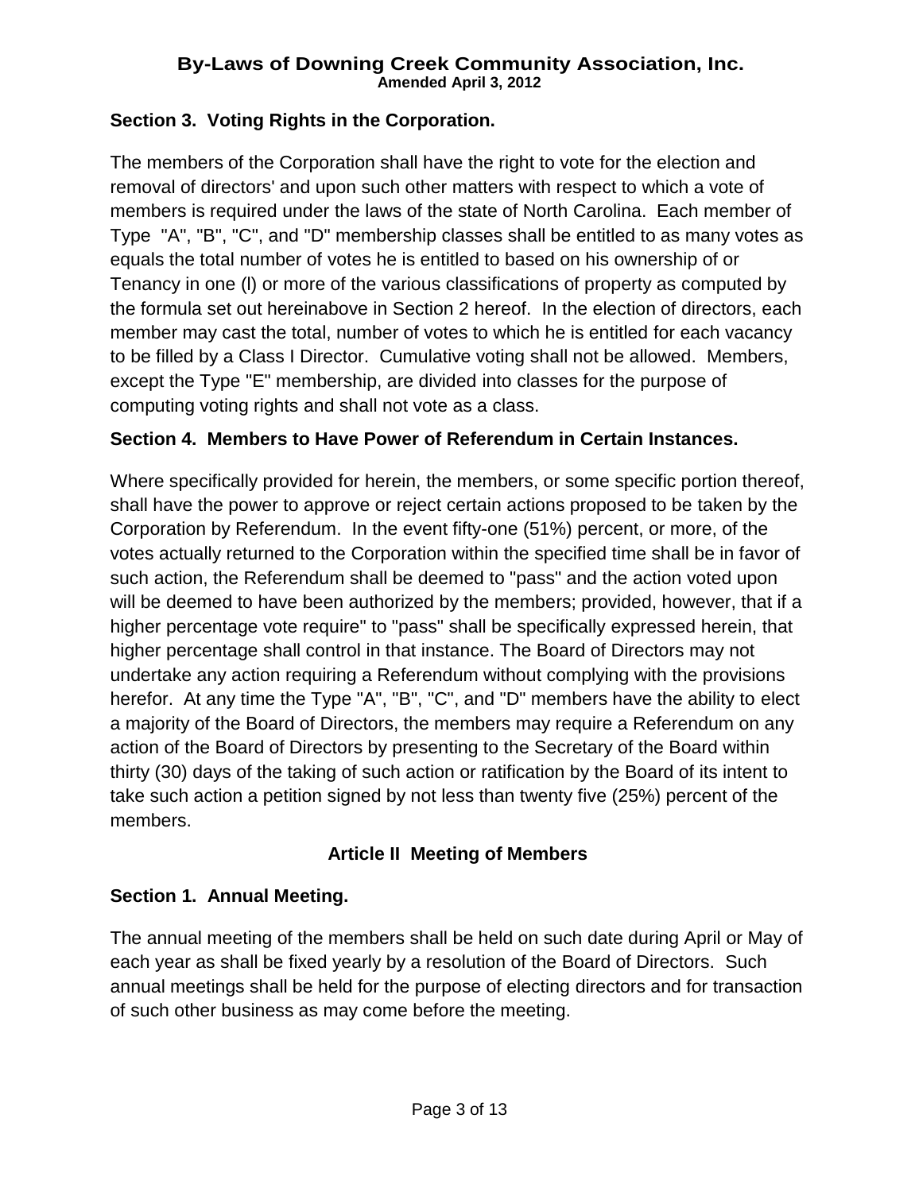### Section 3. Voting Rights in the Corporation.

The members of the Corporation shall have the right to vote for the election and removal of directors' and upon such other matters with respect to which a vote of members is required under the laws of the state of North Carolina. Each member of Type "A", "B", "C", and "D" membership classes shall be entitled to as many votes as equals the total number of votes he is entitled to based on his ownership of or Tenancy in one (l) or more of the various classifications of property as computed by the formula set out hereinabove in Section 2 hereof. In the election of directors, each member may cast the total, number of votes to which he is entitled for each vacancy to be filled by a Class I Director. Cumulative voting shall not be allowed. Members, except the Type "E" membership, are divided into classes for the purpose of computing voting rights and shall not vote as a class.

### Section 4. Members to Have Power of Referendum in Certain Instances.

Where specifically provided for herein, the members, or some specific portion thereof, shall have the power to approve or reject certain actions proposed to be taken by the Corporation by Referendum. In the event fifty-one (51%) percent, or more, of the votes actually returned to the Corporation within the specified time shall be in favor of such action, the Referendum shall be deemed to "pass" and the action voted upon will be deemed to have been authorized by the members; provided, however, that if a higher percentage vote require" to "pass" shall be specifically expressed herein, that higher percentage shall control in that instance. The Board of Directors may not undertake any action requiring a Referendum without complying with the provisions herefor. At any time the Type "A", "B", "C", and "D" members have the ability to elect a majority of the Board of Directors, the members may require a Referendum on any action of the Board of Directors by presenting to the Secretary of the Board within thirty (30) days of the taking of such action or ratification by the Board of its intent to take such action a petition signed by not less than twenty five (25%) percent of the members.

## Article II Meeting of Members

### Section 1. Annual Meeting.

The annual meeting of the members shall be held on such date during April or May of each year as shall be fixed yearly by a resolution of the Board of Directors. Such annual meetings shall be held for the purpose of electing directors and for transaction of such other business as may come before the meeting.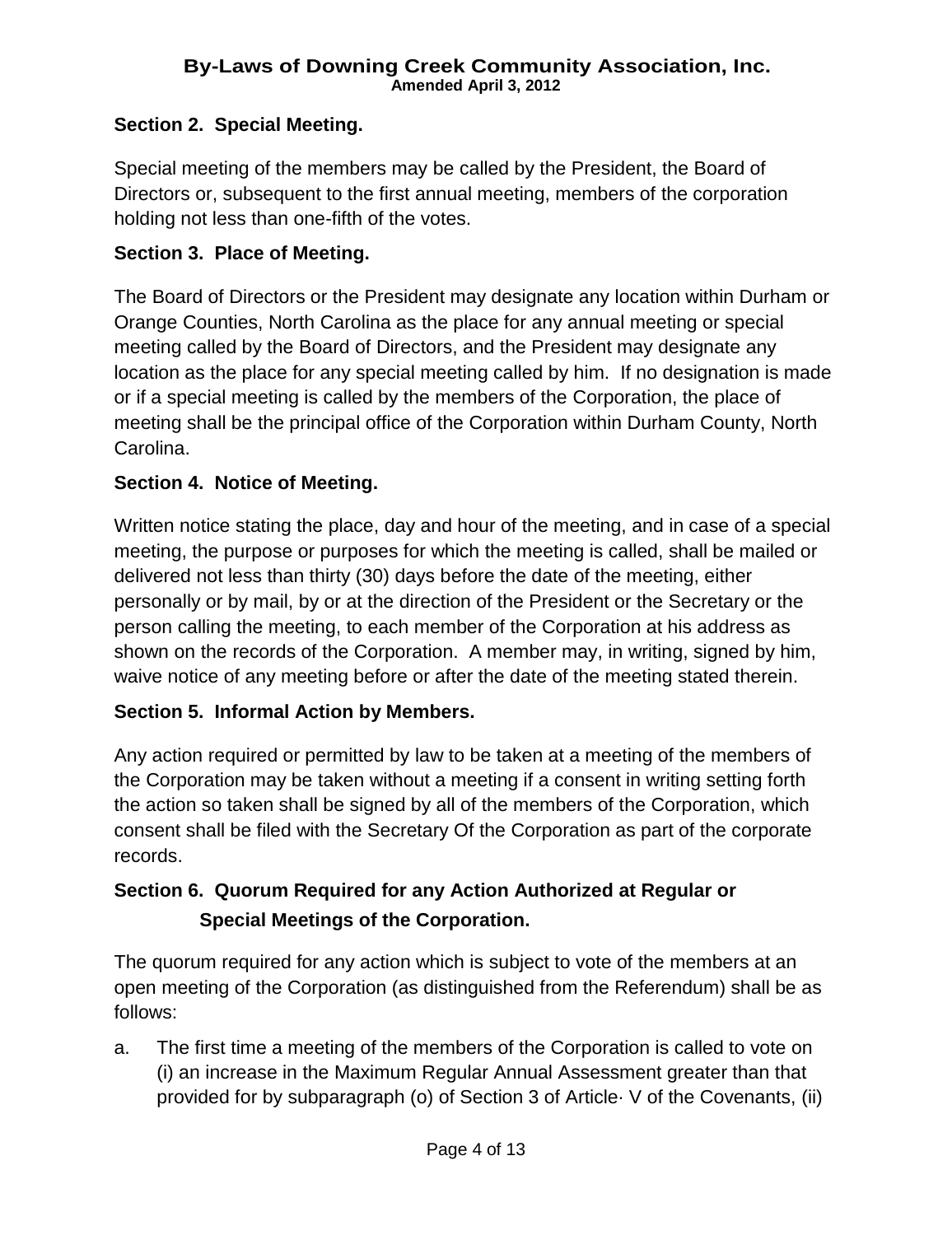### Section 2. Special Meeting.

Special meeting of the members may be called by the President, the Board of Directors or, subsequent to the first annual meeting, members of the corporation holding not less than one-fifth of the votes.

### Section 3. Place of Meeting.

The Board of Directors or the President may designate any location within Durham or Orange Counties, North Carolina as the place for any annual meeting or special meeting called by the Board of Directors, and the President may designate any location as the place for any special meeting called by him. If no designation is made or if a special meeting is called by the members of the Corporation, the place of meeting shall be the principal office of the Corporation within Durham County, North Carolina.

### Section 4. Notice of Meeting.

Written notice stating the place, day and hour of the meeting, and in case of a special meeting, the purpose or purposes for which the meeting is called, shall be mailed or delivered not less than thirty (30) days before the date of the meeting, either personally or by mail, by or at the direction of the President or the Secretary or the person calling the meeting, to each member of the Corporation at his address as shown on the records of the Corporation. A member may, in writing, signed by him, waive notice of any meeting before or after the date of the meeting stated therein.

### Section 5. Informal Action by Members.

Any action required or permitted by law to be taken at a meeting of the members of the Corporation may be taken without a meeting if a consent in writing setting forth the action so taken shall be signed by all of the members of the Corporation, which consent shall be filed with the Secretary Of the Corporation as part of the corporate records.

### Section 6. Quorum Required for any Action Authorized at Regular or Special Meetings of the Corporation.

The quorum required for any action which is subject to vote of the members at an open meeting of the Corporation (as distinguished from the Referendum) shall be as follows:

a. The first time a meeting of the members of the Corporation is called to vote on (i) an increase in the Maximum Regular Annual Assessment greater than that provided for by subparagraph (o) of Section 3 of Article· V of the Covenants, (ii)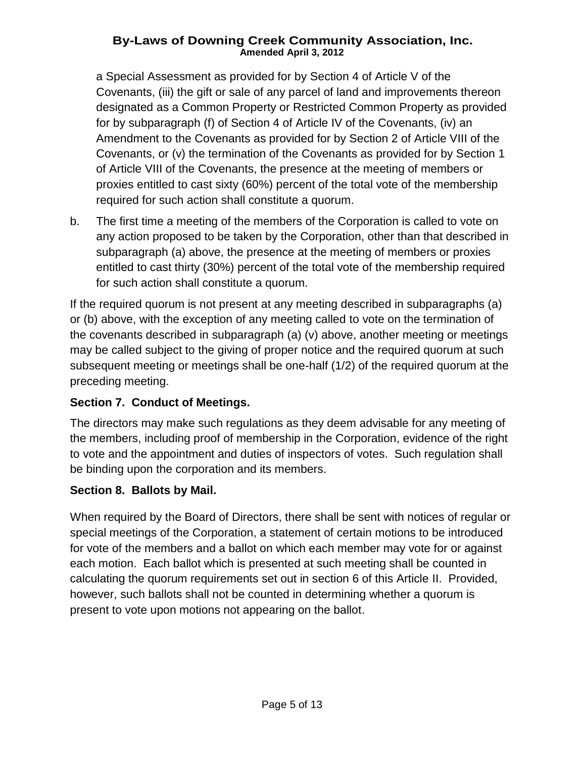a Special Assessment as provided for by Section 4 of Article V of the Covenants, (iii) the gift or sale of any parcel of land and improvements thereon designated as a Common Property or Restricted Common Property as provided for by subparagraph (f) of Section 4 of Article IV of the Covenants, (iv) an Amendment to the Covenants as provided for by Section 2 of Article VIII of the Covenants, or (v) the termination of the Covenants as provided for by Section 1 of Article VIII of the Covenants, the presence at the meeting of members or proxies entitled to cast sixty (60%) percent of the total vote of the membership required for such action shall constitute a quorum.

b. The first time a meeting of the members of the Corporation is called to vote on any action proposed to be taken by the Corporation, other than that described in subparagraph (a) above, the presence at the meeting of members or proxies entitled to cast thirty (30%) percent of the total vote of the membership required for such action shall constitute a quorum.

If the required quorum is not present at any meeting described in subparagraphs (a) or (b) above, with the exception of any meeting called to vote on the termination of the covenants described in subparagraph (a) (v) above, another meeting or meetings may be called subject to the giving of proper notice and the required quorum at such subsequent meeting or meetings shall be one-half (1/2) of the required quorum at the preceding meeting.

**Section 7. Conduct of Meetings.**

The directors may make such regulations as they deem advisable for any meeting of the members, including proof of membership in the Corporation, evidence of the right to vote and the appointment and duties of inspectors of votes. Such regulation shall be binding upon the corporation and its members.

**Section 8. Ballots by Mail.**

When required by the Board of Directors, there shall be sent with notices of regular or special meetings of the Corporation, a statement of certain motions to be introduced for vote of the members and a ballot on which each member may vote for or against each motion. Each ballot which is presented at such meeting shall be counted in calculating the quorum requirements set out in section 6 of this Article II. Provided, however, such ballots shall not be counted in determining whether a quorum is present to vote upon motions not appearing on the ballot.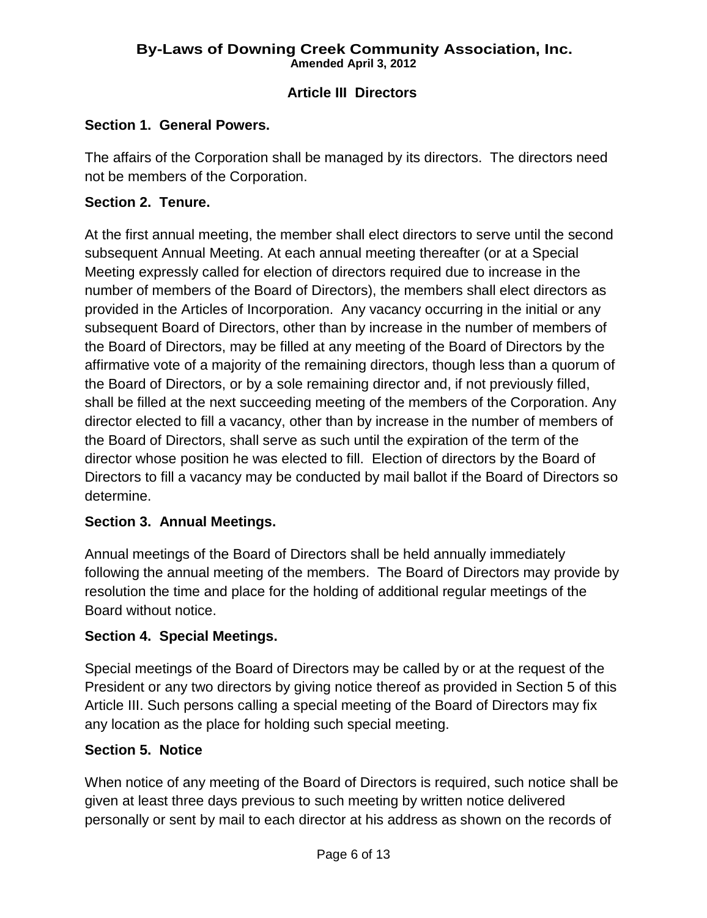## Article III Directors

### Section 1. General Powers.

The affairs of the Corporation shall be managed by its directors. The directors need not be members of the Corporation.

### Section 2. Tenure.

At the first annual meeting, the member shall elect directors to serve until the second subsequent Annual Meeting. At each annual meeting thereafter (or at a Special Meeting expressly called for election of directors required due to increase in the number of members of the Board of Directors), the members shall elect directors as provided in the Articles of Incorporation. Any vacancy occurring in the initial or any subsequent Board of Directors, other than by increase in the number of members of the Board of Directors, may be filled at any meeting of the Board of Directors by the affirmative vote of a majority of the remaining directors, though less than a quorum of the Board of Directors, or by a sole remaining director and, if not previously filled, shall be filled at the next succeeding meeting of the members of the Corporation. Any director elected to fill a vacancy, other than by increase in the number of members of the Board of Directors, shall serve as such until the expiration of the term of the director whose position he was elected to fill. Election of directors by the Board of Directors to fill a vacancy may be conducted by mail ballot if the Board of Directors so determine.

### Section 3. Annual Meetings.

Annual meetings of the Board of Directors shall be held annually immediately following the annual meeting of the members. The Board of Directors may provide by resolution the time and place for the holding of additional regular meetings of the Board without notice.

### Section 4. Special Meetings.

Special meetings of the Board of Directors may be called by or at the request of the President or any two directors by giving notice thereof as provided in Section 5 of this Article III. Such persons calling a special meeting of the Board of Directors may fix any location as the place for holding such special meeting.

### Section 5. Notice

When notice of any meeting of the Board of Directors is required, such notice shall be given at least three days previous to such meeting by written notice delivered personally or sent by mail to each director at his address as shown on the records of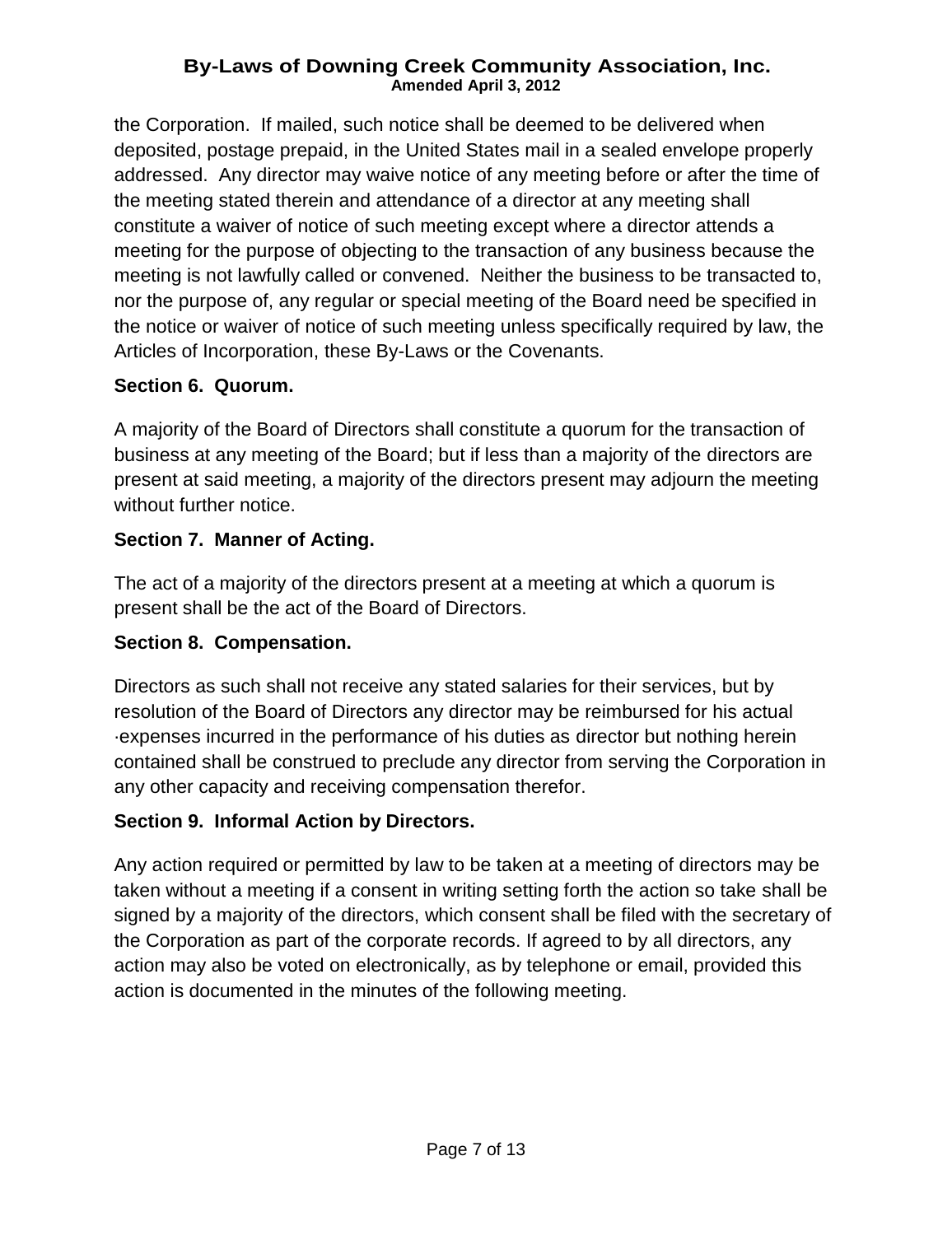the Corporation. If mailed, such notice shall be deemed to be delivered when deposited, postage prepaid, in the United States mail in a sealed envelope properly addressed. Any director may waive notice of any meeting before or after the time of the meeting stated therein and attendance of a director at any meeting shall constitute a waiver of notice of such meeting except where a director attends a meeting for the purpose of objecting to the transaction of any business because the meeting is not lawfully called or convened. Neither the business to be transacted to, nor the purpose of, any regular or special meeting of the Board need be specified in the notice or waiver of notice of such meeting unless specifically required by law, the Articles of Incorporation, these By-Laws or the Covenants.

**Section 6. Quorum.**

A majority of the Board of Directors shall constitute a quorum for the transaction of business at any meeting of the Board; but if less than a majority of the directors are present at said meeting, a majority of the directors present may adjourn the meeting without further notice.

**Section 7. Manner of Acting.**

The act of a majority of the directors present at a meeting at which a quorum is present shall be the act of the Board of Directors.

**Section 8. Compensation.**

Directors as such shall not receive any stated salaries for their services, but by resolution of the Board of Directors any director may be reimbursed for his actual ·expenses incurred in the performance of his duties as director but nothing herein contained shall be construed to preclude any director from serving the Corporation in any other capacity and receiving compensation therefor.

**Section 9. Informal Action by Directors.**

Any action required or permitted by law to be taken at a meeting of directors may be taken without a meeting if a consent in writing setting forth the action so take shall be signed by a majority of the directors, which consent shall be filed with the secretary of the Corporation as part of the corporate records. If agreed to by all directors, any action may also be voted on electronically, as by telephone or email, provided this action is documented in the minutes of the following meeting.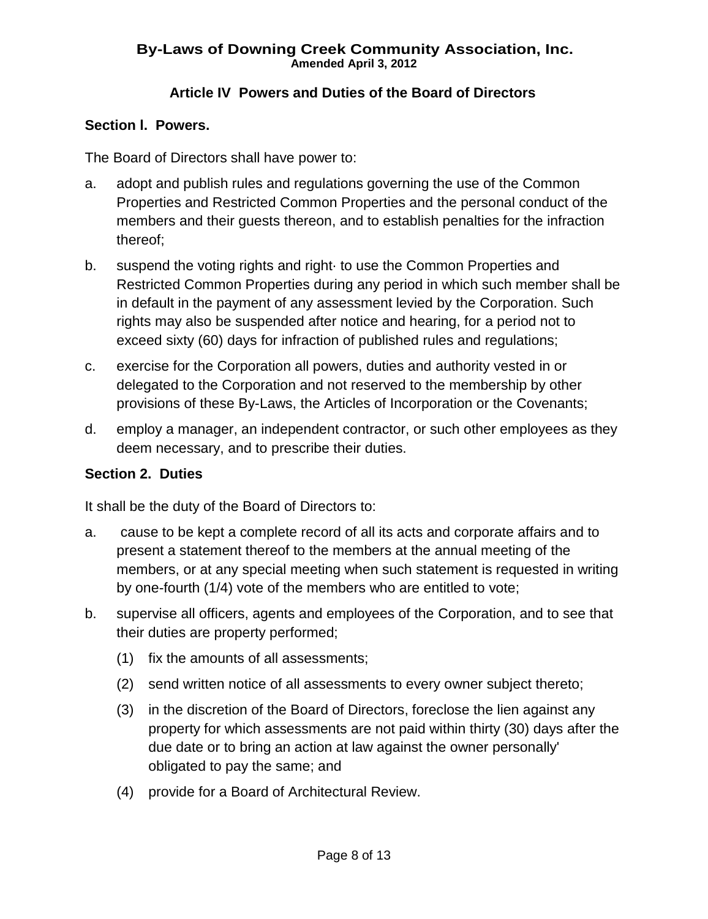# By-Laws of Downing Creek Community Association, Inc.

**Amended April 3, 2012**

## Article IV Powers and Duties of the Board of Directors

### Section l. Powers.

The Board of Directors shall have power to:

a. adopt and publish rules and regulations governing the use of the Common Properties and Restricted Common Properties and the personal conduct of the members and their guests thereon, and to establish penalties for the infraction thereof;

b. suspend the voting rights and right· to use the Common Properties and Restricted Common Properties during any period in which such member shall be in default in the payment of any assessment levied by the Corporation. Such rights may also be suspended after notice and hearing, for a period not to exceed sixty (60) days for infraction of published rules and regulations;

c. exercise for the Corporation all powers, duties and authority vested in or delegated to the Corporation and not reserved to the membership by other provisions of these By-Laws, the Articles of Incorporation or the Covenants;

d. employ a manager, an independent contractor, or such other employees as they deem necessary, and to prescribe their duties.

### Section 2. Duties

It shall be the duty of the Board of Directors to:

a. cause to be kept a complete record of all its acts and corporate affairs and to present a statement thereof to the members at the annual meeting of the members, or at any special meeting when such statement is requested in writing by one-fourth (1/4) vote of the members who are entitled to vote;

b. supervise all officers, agents and employees of the Corporation, and to see that their duties are property performed;

   (1) fix the amounts of all assessments;

   (2) send written notice of all assessments to every owner subject thereto;

   (3) in the discretion of the Board of Directors, foreclose the lien against any property for which assessments are not paid within thirty (30) days after the due date or to bring an action at law against the owner personally' obligated to pay the same; and

   (4) provide for a Board of Architectural Review.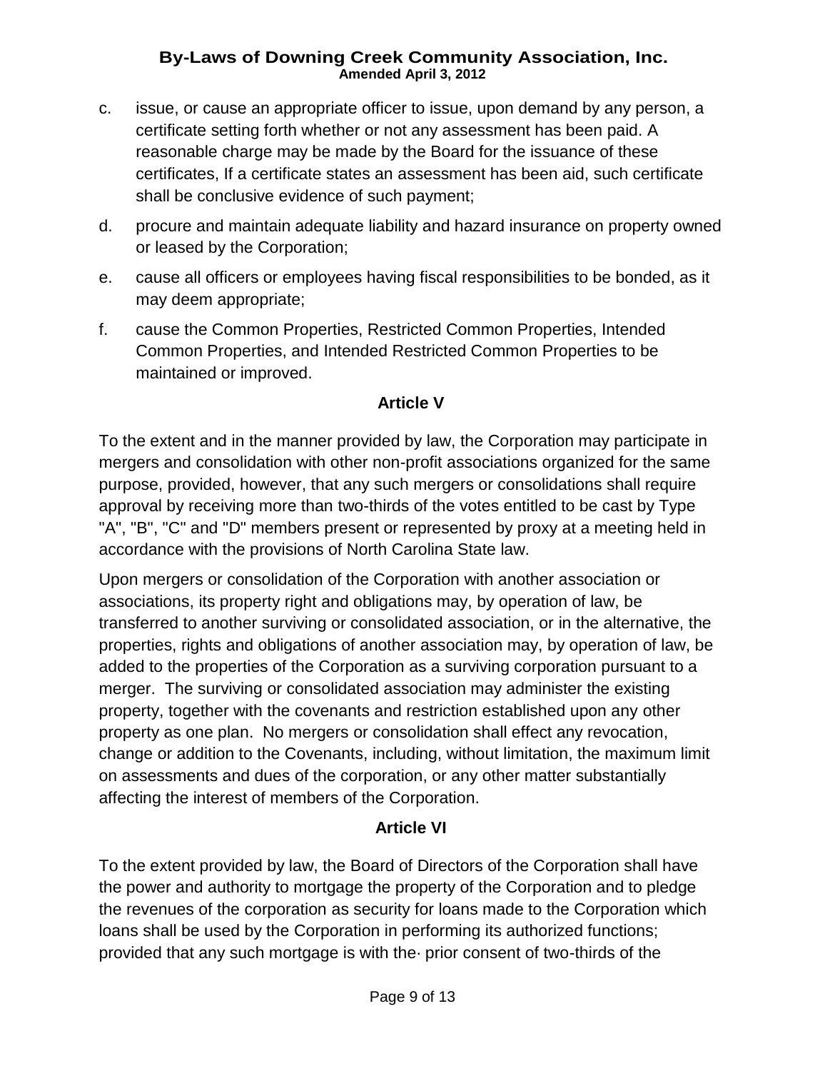c. issue, or cause an appropriate officer to issue, upon demand by any person, a certificate setting forth whether or not any assessment has been paid. A reasonable charge may be made by the Board for the issuance of these certificates, If a certificate states an assessment has been aid, such certificate shall be conclusive evidence of such payment;

d. procure and maintain adequate liability and hazard insurance on property owned or leased by the Corporation;

e. cause all officers or employees having fiscal responsibilities to be bonded, as it may deem appropriate;

f. cause the Common Properties, Restricted Common Properties, Intended Common Properties, and Intended Restricted Common Properties to be maintained or improved.

## Article V

To the extent and in the manner provided by law, the Corporation may participate in mergers and consolidation with other non-profit associations organized for the same purpose, provided, however, that any such mergers or consolidations shall require approval by receiving more than two-thirds of the votes entitled to be cast by Type "A", "B", "C" and "D" members present or represented by proxy at a meeting held in accordance with the provisions of North Carolina State law.

Upon mergers or consolidation of the Corporation with another association or associations, its property right and obligations may, by operation of law, be transferred to another surviving or consolidated association, or in the alternative, the properties, rights and obligations of another association may, by operation of law, be added to the properties of the Corporation as a surviving corporation pursuant to a merger. The surviving or consolidated association may administer the existing property, together with the covenants and restriction established upon any other property as one plan. No mergers or consolidation shall effect any revocation, change or addition to the Covenants, including, without limitation, the maximum limit on assessments and dues of the corporation, or any other matter substantially affecting the interest of members of the Corporation.

## Article VI

To the extent provided by law, the Board of Directors of the Corporation shall have the power and authority to mortgage the property of the Corporation and to pledge the revenues of the corporation as security for loans made to the Corporation which loans shall be used by the Corporation in performing its authorized functions; provided that any such mortgage is with the· prior consent of two-thirds of the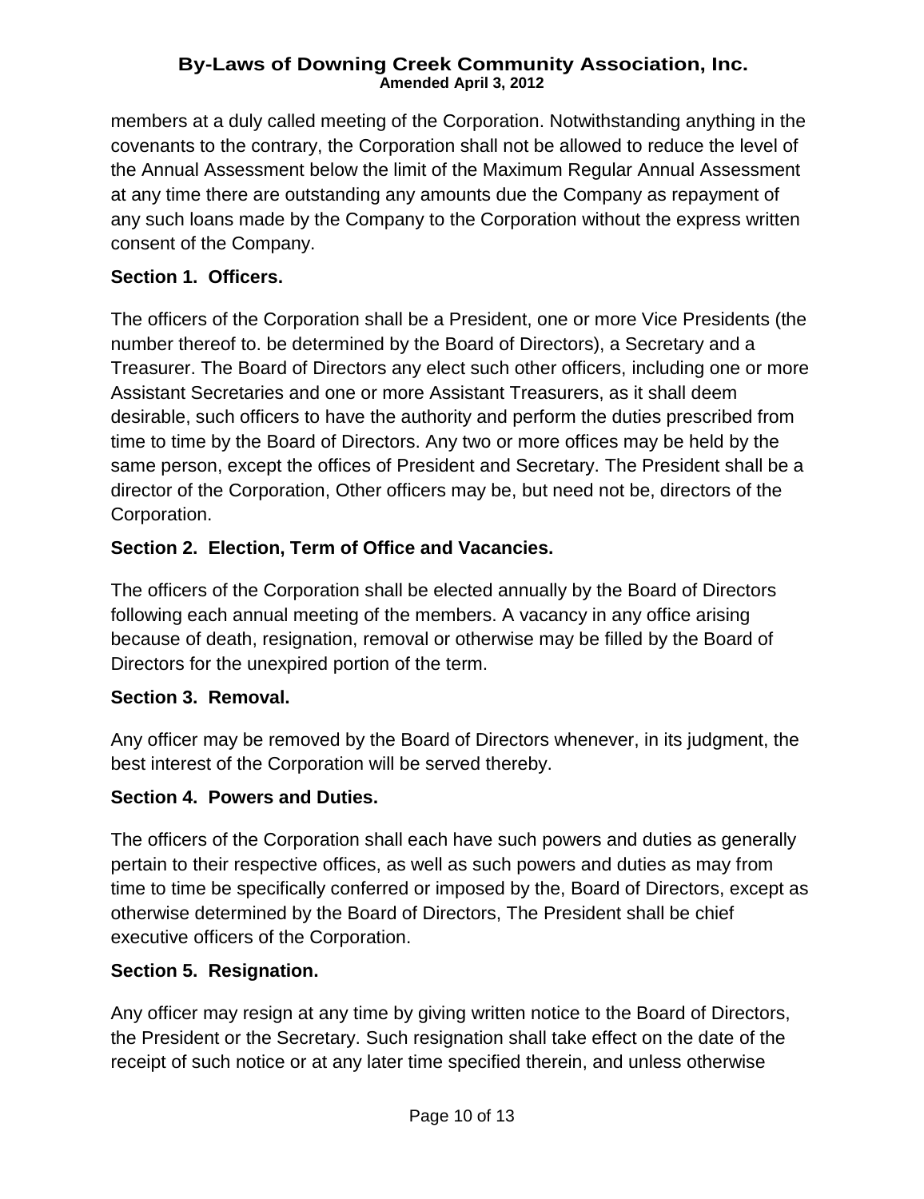members at a duly called meeting of the Corporation. Notwithstanding anything in the covenants to the contrary, the Corporation shall not be allowed to reduce the level of the Annual Assessment below the limit of the Maximum Regular Annual Assessment at any time there are outstanding any amounts due the Company as repayment of any such loans made by the Company to the Corporation without the express written consent of the Company.

**Section 1. Officers.**

The officers of the Corporation shall be a President, one or more Vice Presidents (the number thereof to. be determined by the Board of Directors), a Secretary and a Treasurer. The Board of Directors any elect such other officers, including one or more Assistant Secretaries and one or more Assistant Treasurers, as it shall deem desirable, such officers to have the authority and perform the duties prescribed from time to time by the Board of Directors. Any two or more offices may be held by the same person, except the offices of President and Secretary. The President shall be a director of the Corporation, Other officers may be, but need not be, directors of the Corporation.

**Section 2. Election, Term of Office and Vacancies.**

The officers of the Corporation shall be elected annually by the Board of Directors following each annual meeting of the members. A vacancy in any office arising because of death, resignation, removal or otherwise may be filled by the Board of Directors for the unexpired portion of the term.

**Section 3. Removal.**

Any officer may be removed by the Board of Directors whenever, in its judgment, the best interest of the Corporation will be served thereby.

**Section 4. Powers and Duties.**

The officers of the Corporation shall each have such powers and duties as generally pertain to their respective offices, as well as such powers and duties as may from time to time be specifically conferred or imposed by the, Board of Directors, except as otherwise determined by the Board of Directors, The President shall be chief executive officers of the Corporation.

**Section 5. Resignation.**

Any officer may resign at any time by giving written notice to the Board of Directors, the President or the Secretary. Such resignation shall take effect on the date of the receipt of such notice or at any later time specified therein, and unless otherwise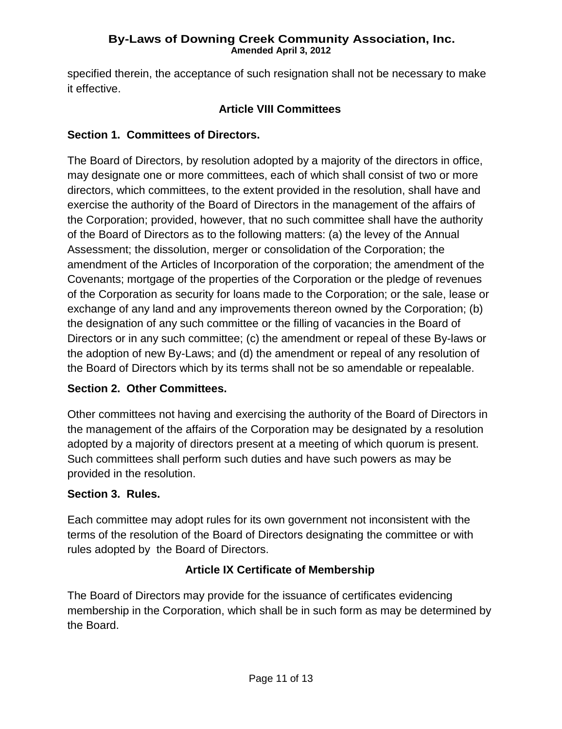specified therein, the acceptance of such resignation shall not be necessary to make it effective.

## Article VIII Committees

### Section 1. Committees of Directors.

The Board of Directors, by resolution adopted by a majority of the directors in office, may designate one or more committees, each of which shall consist of two or more directors, which committees, to the extent provided in the resolution, shall have and exercise the authority of the Board of Directors in the management of the affairs of the Corporation; provided, however, that no such committee shall have the authority of the Board of Directors as to the following matters: (a) the levey of the Annual Assessment; the dissolution, merger or consolidation of the Corporation; the amendment of the Articles of Incorporation of the corporation; the amendment of the Covenants; mortgage of the properties of the Corporation or the pledge of revenues of the Corporation as security for loans made to the Corporation; or the sale, lease or exchange of any land and any improvements thereon owned by the Corporation; (b) the designation of any such committee or the filling of vacancies in the Board of Directors or in any such committee; (c) the amendment or repeal of these By-laws or the adoption of new By-Laws; and (d) the amendment or repeal of any resolution of the Board of Directors which by its terms shall not be so amendable or repealable.

### Section 2. Other Committees.

Other committees not having and exercising the authority of the Board of Directors in the management of the affairs of the Corporation may be designated by a resolution adopted by a majority of directors present at a meeting of which quorum is present. Such committees shall perform such duties and have such powers as may be provided in the resolution.

### Section 3. Rules.

Each committee may adopt rules for its own government not inconsistent with the terms of the resolution of the Board of Directors designating the committee or with rules adopted by the Board of Directors.

## Article IX Certificate of Membership

The Board of Directors may provide for the issuance of certificates evidencing membership in the Corporation, which shall be in such form as may be determined by the Board.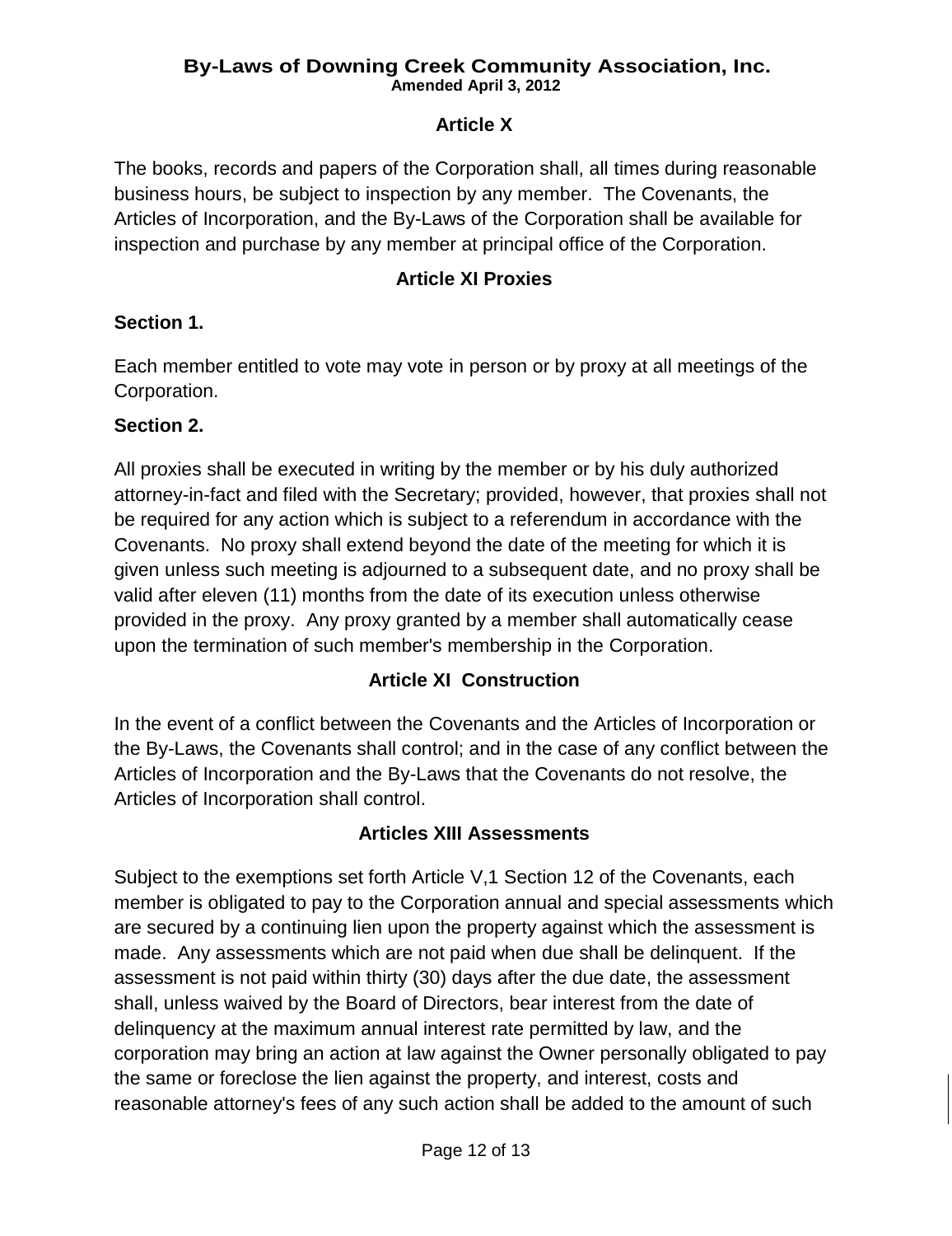## Article X

The books, records and papers of the Corporation shall, all times during reasonable business hours, be subject to inspection by any member. The Covenants, the Articles of Incorporation, and the By-Laws of the Corporation shall be available for inspection and purchase by any member at principal office of the Corporation.

## Article XI Proxies

**Section 1.**

Each member entitled to vote may vote in person or by proxy at all meetings of the Corporation.

**Section 2.**

All proxies shall be executed in writing by the member or by his duly authorized attorney-in-fact and filed with the Secretary; provided, however, that proxies shall not be required for any action which is subject to a referendum in accordance with the Covenants. No proxy shall extend beyond the date of the meeting for which it is given unless such meeting is adjourned to a subsequent date, and no proxy shall be valid after eleven (11) months from the date of its execution unless otherwise provided in the proxy. Any proxy granted by a member shall automatically cease upon the termination of such member's membership in the Corporation.

## Article XI Construction

In the event of a conflict between the Covenants and the Articles of Incorporation or the By-Laws, the Covenants shall control; and in the case of any conflict between the Articles of Incorporation and the By-Laws that the Covenants do not resolve, the Articles of Incorporation shall control.

## Articles XIII Assessments

Subject to the exemptions set forth Article V,1 Section 12 of the Covenants, each member is obligated to pay to the Corporation annual and special assessments which are secured by a continuing lien upon the property against which the assessment is made. Any assessments which are not paid when due shall be delinquent. If the assessment is not paid within thirty (30) days after the due date, the assessment shall, unless waived by the Board of Directors, bear interest from the date of delinquency at the maximum annual interest rate permitted by law, and the corporation may bring an action at law against the Owner personally obligated to pay the same or foreclose the lien against the property, and interest, costs and reasonable attorney's fees of any such action shall be added to the amount of such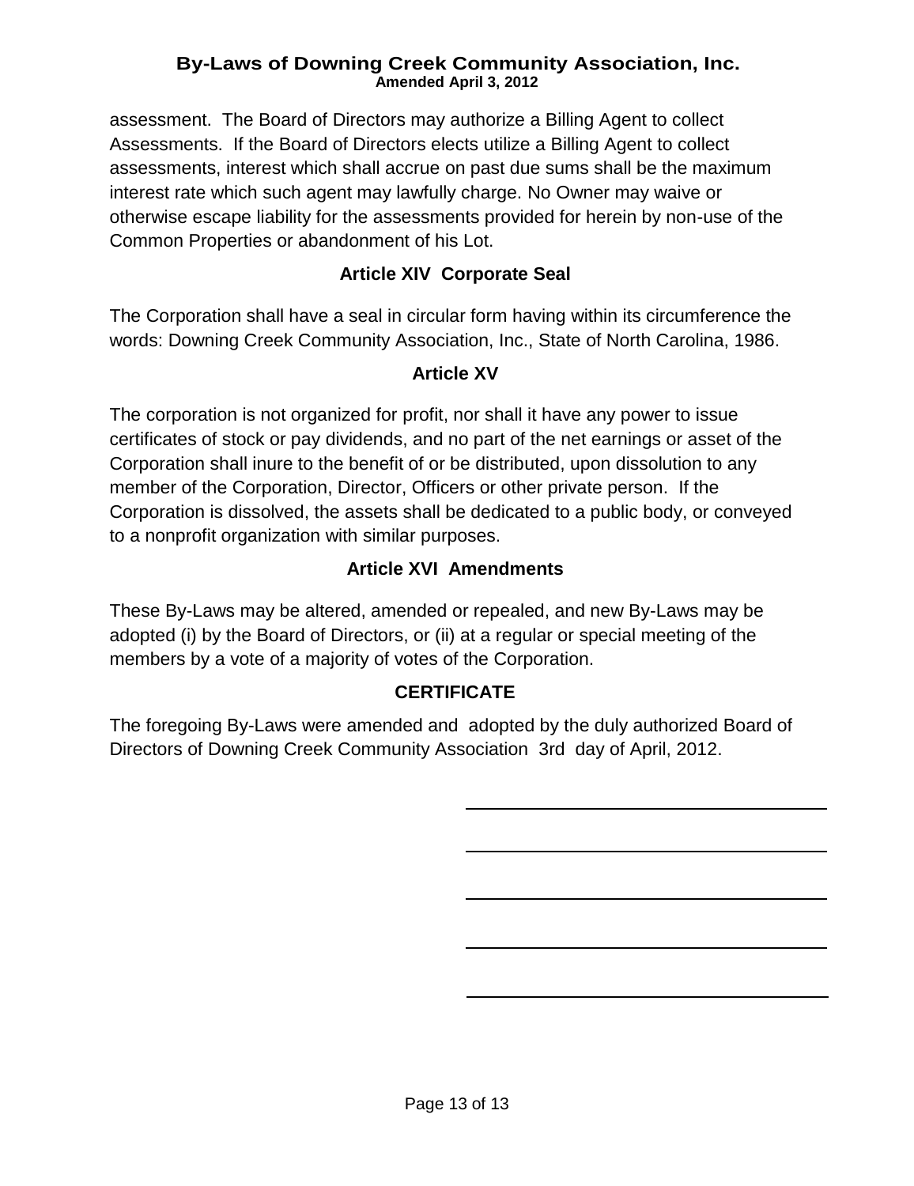assessment. The Board of Directors may authorize a Billing Agent to collect Assessments. If the Board of Directors elects utilize a Billing Agent to collect assessments, interest which shall accrue on past due sums shall be the maximum interest rate which such agent may lawfully charge. No Owner may waive or otherwise escape liability for the assessments provided for herein by non-use of the Common Properties or abandonment of his Lot.

## Article XIV Corporate Seal

The Corporation shall have a seal in circular form having within its circumference the words: Downing Creek Community Association, Inc., State of North Carolina, 1986.

## Article XV

The corporation is not organized for profit, nor shall it have any power to issue certificates of stock or pay dividends, and no part of the net earnings or asset of the Corporation shall inure to the benefit of or be distributed, upon dissolution to any member of the Corporation, Director, Officers or other private person. If the Corporation is dissolved, the assets shall be dedicated to a public body, or conveyed to a nonprofit organization with similar purposes.

## Article XVI Amendments

These By-Laws may be altered, amended or repealed, and new By-Laws may be adopted (i) by the Board of Directors, or (ii) at a regular or special meeting of the members by a vote of a majority of votes of the Corporation.

## CERTIFICATE

The foregoing By-Laws were amended and adopted by the duly authorized Board of Directors of Downing Creek Community Association 3rd day of April, 2012.

\_\_\_\_\_\_\_\_\_\_\_\_\_\_\_\_\_\_\_\_\_\_\_\_\_\_\_\_\_\_\_\_\_\_\_\_

\_\_\_\_\_\_\_\_\_\_\_\_\_\_\_\_\_\_\_\_\_\_\_\_\_\_\_\_\_\_\_\_\_\_\_\_

\_\_\_\_\_\_\_\_\_\_\_\_\_\_\_\_\_\_\_\_\_\_\_\_\_\_\_\_\_\_\_\_\_\_\_\_

\_\_\_\_\_\_\_\_\_\_\_\_\_\_\_\_\_\_\_\_\_\_\_\_\_\_\_\_\_\_\_\_\_\_\_\_

\_\_\_\_\_\_\_\_\_\_\_\_\_\_\_\_\_\_\_\_\_\_\_\_\_\_\_\_\_\_\_\_\_\_\_\_